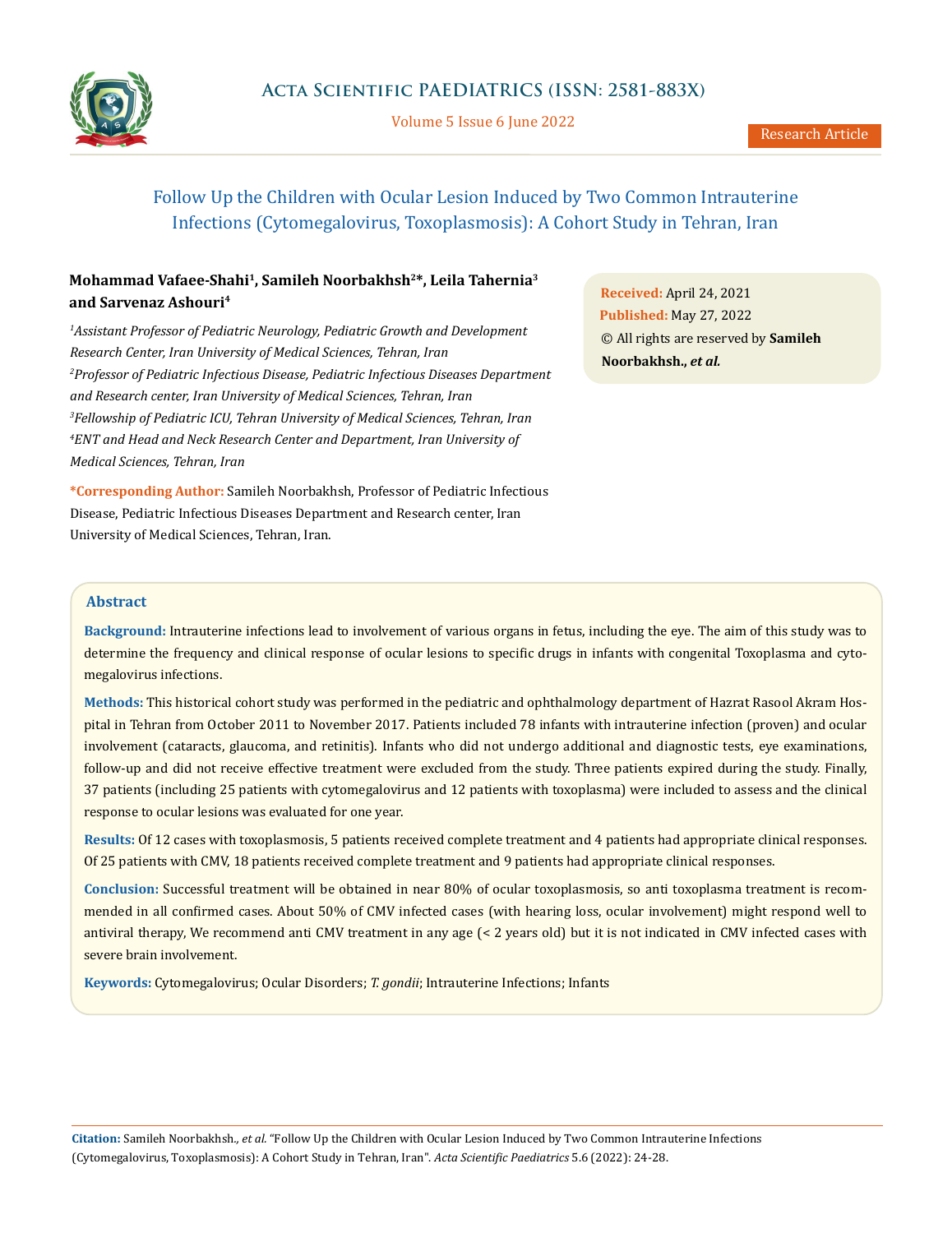# Follow Up the Children with Ocular Lesion Induced by Two Common Intrauterine Infections (Cytomegalovirus, Toxoplasmosis): A Cohort Study in Tehran, Iran

**Mohammad Vafaee-Shahi[1], Samileh Noorbakhsh[2]*, Leila Tahernia[3] and Sarvenaz Ashouri[4]**

[1]*Assistant Professor of Pediatric Neurology, Pediatric Growth and Development Research Center, Iran University of Medical Sciences, Tehran, Iran*

[2]*Professor of Pediatric Infectious Disease, Pediatric Infectious Diseases Department and Research center, Iran University of Medical Sciences, Tehran, Iran*

[3]*Fellowship of Pediatric ICU, Tehran University of Medical Sciences, Tehran, Iran*

[4]*ENT and Head and Neck Research Center and Department, Iran University of Medical Sciences, Tehran, Iran*

**\*Corresponding Author:** Samileh Noorbakhsh, Professor of Pediatric Infectious Disease, Pediatric Infectious Diseases Department and Research center, Iran University of Medical Sciences, Tehran, Iran.

**Received:** April 24, 2021
**Published:** May 27, 2022
© All rights are reserved by **Samileh Noorbakhsh., *et al.***

## Abstract

**Background:** Intrauterine infections lead to involvement of various organs in fetus, including the eye. The aim of this study was to determine the frequency and clinical response of ocular lesions to specific drugs in infants with congenital Toxoplasma and cytomegalovirus infections.

**Methods:** This historical cohort study was performed in the pediatric and ophthalmology department of Hazrat Rasool Akram Hospital in Tehran from October 2011 to November 2017. Patients included 78 infants with intrauterine infection (proven) and ocular involvement (cataracts, glaucoma, and retinitis). Infants who did not undergo additional and diagnostic tests, eye examinations, follow-up and did not receive effective treatment were excluded from the study. Three patients expired during the study. Finally, 37 patients (including 25 patients with cytomegalovirus and 12 patients with toxoplasma) were included to assess and the clinical response to ocular lesions was evaluated for one year.

**Results:** Of 12 cases with toxoplasmosis, 5 patients received complete treatment and 4 patients had appropriate clinical responses. Of 25 patients with CMV, 18 patients received complete treatment and 9 patients had appropriate clinical responses.

**Conclusion:** Successful treatment will be obtained in near 80% of ocular toxoplasmosis, so anti toxoplasma treatment is recommended in all confirmed cases. About 50% of CMV infected cases (with hearing loss, ocular involvement) might respond well to antiviral therapy, We recommend anti CMV treatment in any age (< 2 years old) but it is not indicated in CMV infected cases with severe brain involvement.

**Keywords:** Cytomegalovirus; Ocular Disorders; *T. gondii*; Intrauterine Infections; Infants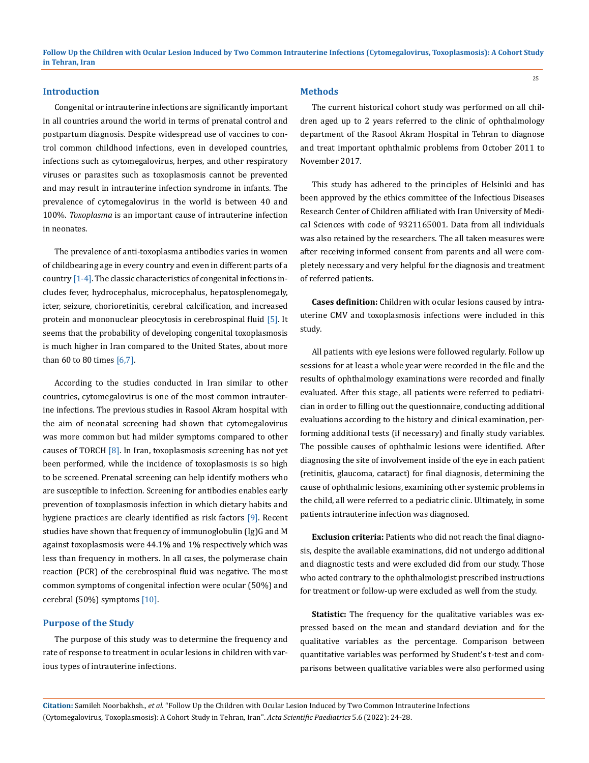## Introduction

Congenital or intrauterine infections are significantly important in all countries around the world in terms of prenatal control and postpartum diagnosis. Despite widespread use of vaccines to control common childhood infections, even in developed countries, infections such as cytomegalovirus, herpes, and other respiratory viruses or parasites such as toxoplasmosis cannot be prevented and may result in intrauterine infection syndrome in infants. The prevalence of cytomegalovirus in the world is between 40 and 100%. *Toxoplasma* is an important cause of intrauterine infection in neonates.

The prevalence of anti-toxoplasma antibodies varies in women of childbearing age in every country and even in different parts of a country [1-4]. The classic characteristics of congenital infections includes fever, hydrocephalus, microcephalus, hepatosplenomegaly, icter, seizure, chorioretinitis, cerebral calcification, and increased protein and mononuclear pleocytosis in cerebrospinal fluid [5]. It seems that the probability of developing congenital toxoplasmosis is much higher in Iran compared to the United States, about more than 60 to 80 times [6,7].

According to the studies conducted in Iran similar to other countries, cytomegalovirus is one of the most common intrauterine infections. The previous studies in Rasool Akram hospital with the aim of neonatal screening had shown that cytomegalovirus was more common but had milder symptoms compared to other causes of TORCH [8]. In Iran, toxoplasmosis screening has not yet been performed, while the incidence of toxoplasmosis is so high to be screened. Prenatal screening can help identify mothers who are susceptible to infection. Screening for antibodies enables early prevention of toxoplasmosis infection in which dietary habits and hygiene practices are clearly identified as risk factors [9]. Recent studies have shown that frequency of immunoglobulin (Ig)G and M against toxoplasmosis were 44.1% and 1% respectively which was less than frequency in mothers. In all cases, the polymerase chain reaction (PCR) of the cerebrospinal fluid was negative. The most common symptoms of congenital infection were ocular (50%) and cerebral (50%) symptoms [10].

## Purpose of the Study

The purpose of this study was to determine the frequency and rate of response to treatment in ocular lesions in children with various types of intrauterine infections.

## Methods

The current historical cohort study was performed on all children aged up to 2 years referred to the clinic of ophthalmology department of the Rasool Akram Hospital in Tehran to diagnose and treat important ophthalmic problems from October 2011 to November 2017.

This study has adhered to the principles of Helsinki and has been approved by the ethics committee of the Infectious Diseases Research Center of Children affiliated with Iran University of Medical Sciences with code of 9321165001. Data from all individuals was also retained by the researchers. The all taken measures were after receiving informed consent from parents and all were completely necessary and very helpful for the diagnosis and treatment of referred patients.

**Cases definition:** Children with ocular lesions caused by intrauterine CMV and toxoplasmosis infections were included in this study.

All patients with eye lesions were followed regularly. Follow up sessions for at least a whole year were recorded in the file and the results of ophthalmology examinations were recorded and finally evaluated. After this stage, all patients were referred to pediatrician in order to filling out the questionnaire, conducting additional evaluations according to the history and clinical examination, performing additional tests (if necessary) and finally study variables. The possible causes of ophthalmic lesions were identified. After diagnosing the site of involvement inside of the eye in each patient (retinitis, glaucoma, cataract) for final diagnosis, determining the cause of ophthalmic lesions, examining other systemic problems in the child, all were referred to a pediatric clinic. Ultimately, in some patients intrauterine infection was diagnosed.

**Exclusion criteria:** Patients who did not reach the final diagnosis, despite the available examinations, did not undergo additional and diagnostic tests and were excluded did from our study. Those who acted contrary to the ophthalmologist prescribed instructions for treatment or follow-up were excluded as well from the study.

**Statistic:** The frequency for the qualitative variables was expressed based on the mean and standard deviation and for the qualitative variables as the percentage. Comparison between quantitative variables was performed by Student's t-test and comparisons between qualitative variables were also performed using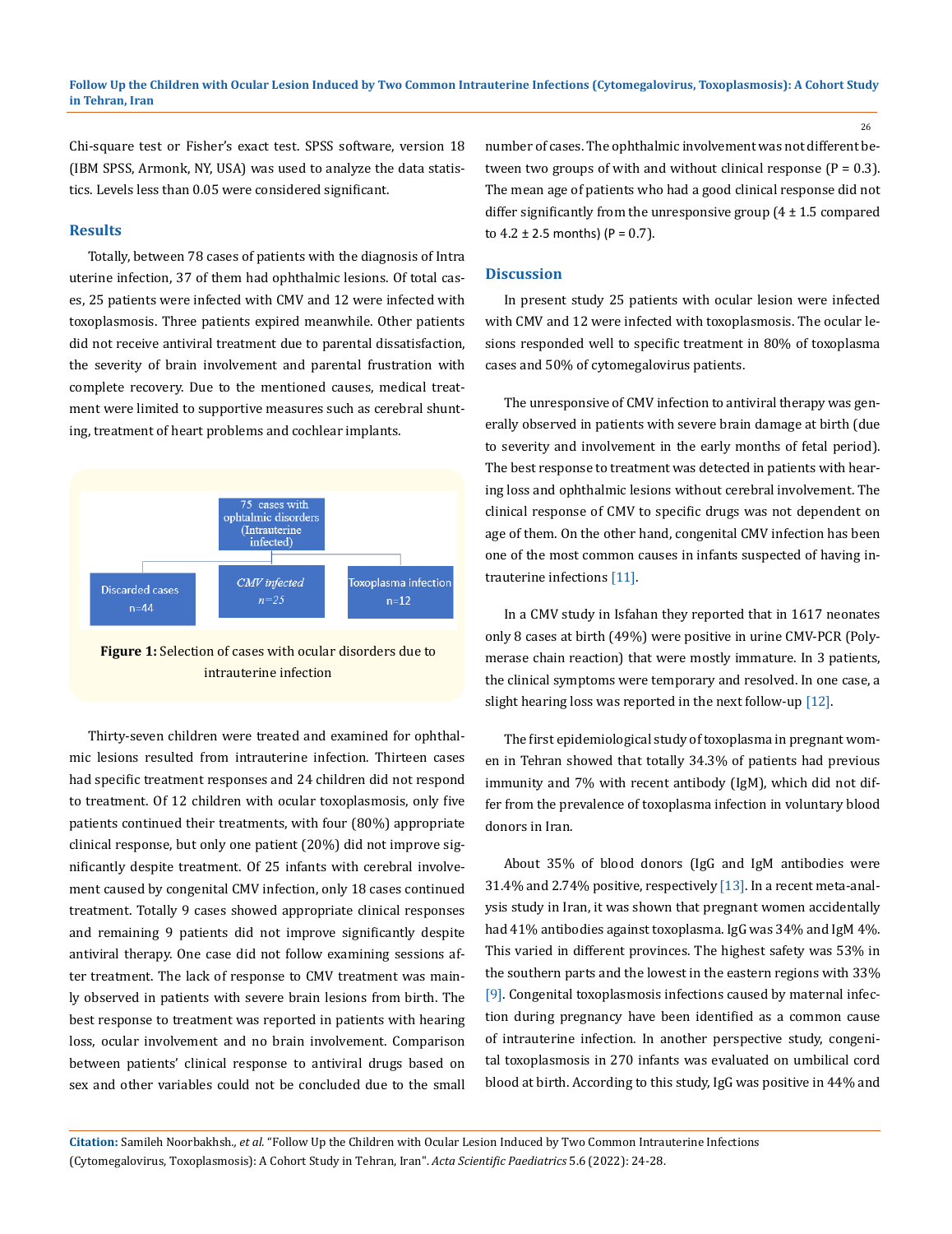Chi-square test or Fisher's exact test. SPSS software, version 18 (IBM SPSS, Armonk, NY, USA) was used to analyze the data statistics. Levels less than 0.05 were considered significant.

## Results

Totally, between 78 cases of patients with the diagnosis of Intra uterine infection, 37 of them had ophthalmic lesions. Of total cases, 25 patients were infected with CMV and 12 were infected with toxoplasmosis. Three patients expired meanwhile. Other patients did not receive antiviral treatment due to parental dissatisfaction, the severity of brain involvement and parental frustration with complete recovery. Due to the mentioned causes, medical treatment were limited to supportive measures such as cerebral shunting, treatment of heart problems and cochlear implants.

75 cases with ophtalmic disorders (Intrauterine infected)

Discarded cases n=44 | CMV infected n=25 | Toxoplasma infection n=12

**Figure 1:** Selection of cases with ocular disorders due to intrauterine infection

Thirty-seven children were treated and examined for ophthalmic lesions resulted from intrauterine infection. Thirteen cases had specific treatment responses and 24 children did not respond to treatment. Of 12 children with ocular toxoplasmosis, only five patients continued their treatments, with four (80%) appropriate clinical response, but only one patient (20%) did not improve significantly despite treatment. Of 25 infants with cerebral involvement caused by congenital CMV infection, only 18 cases continued treatment. Totally 9 cases showed appropriate clinical responses and remaining 9 patients did not improve significantly despite antiviral therapy. One case did not follow examining sessions after treatment. The lack of response to CMV treatment was mainly observed in patients with severe brain lesions from birth. The best response to treatment was reported in patients with hearing loss, ocular involvement and no brain involvement. Comparison between patients' clinical response to antiviral drugs based on sex and other variables could not be concluded due to the small number of cases. The ophthalmic involvement was not different between two groups of with and without clinical response ($P = 0.3$). The mean age of patients who had a good clinical response did not differ significantly from the unresponsive group ($4 \pm 1.5$ compared to $4.2 \pm 2.5$ months) ($P = 0.7$).

## Discussion

In present study 25 patients with ocular lesion were infected with CMV and 12 were infected with toxoplasmosis. The ocular lesions responded well to specific treatment in 80% of toxoplasma cases and 50% of cytomegalovirus patients.

The unresponsive of CMV infection to antiviral therapy was generally observed in patients with severe brain damage at birth (due to severity and involvement in the early months of fetal period). The best response to treatment was detected in patients with hearing loss and ophthalmic lesions without cerebral involvement. The clinical response of CMV to specific drugs was not dependent on age of them. On the other hand, congenital CMV infection has been one of the most common causes in infants suspected of having intrauterine infections [11].

In a CMV study in Isfahan they reported that in 1617 neonates only 8 cases at birth (49%) were positive in urine CMV-PCR (Polymerase chain reaction) that were mostly immature. In 3 patients, the clinical symptoms were temporary and resolved. In one case, a slight hearing loss was reported in the next follow-up [12].

The first epidemiological study of toxoplasma in pregnant women in Tehran showed that totally 34.3% of patients had previous immunity and 7% with recent antibody (IgM), which did not differ from the prevalence of toxoplasma infection in voluntary blood donors in Iran.

About 35% of blood donors (IgG and IgM antibodies were 31.4% and 2.74% positive, respectively [13]. In a recent meta-analysis study in Iran, it was shown that pregnant women accidentally had 41% antibodies against toxoplasma. IgG was 34% and IgM 4%. This varied in different provinces. The highest safety was 53% in the southern parts and the lowest in the eastern regions with 33% [9]. Congenital toxoplasmosis infections caused by maternal infection during pregnancy have been identified as a common cause of intrauterine infection. In another perspective study, congenital toxoplasmosis in 270 infants was evaluated on umbilical cord blood at birth. According to this study, IgG was positive in 44% and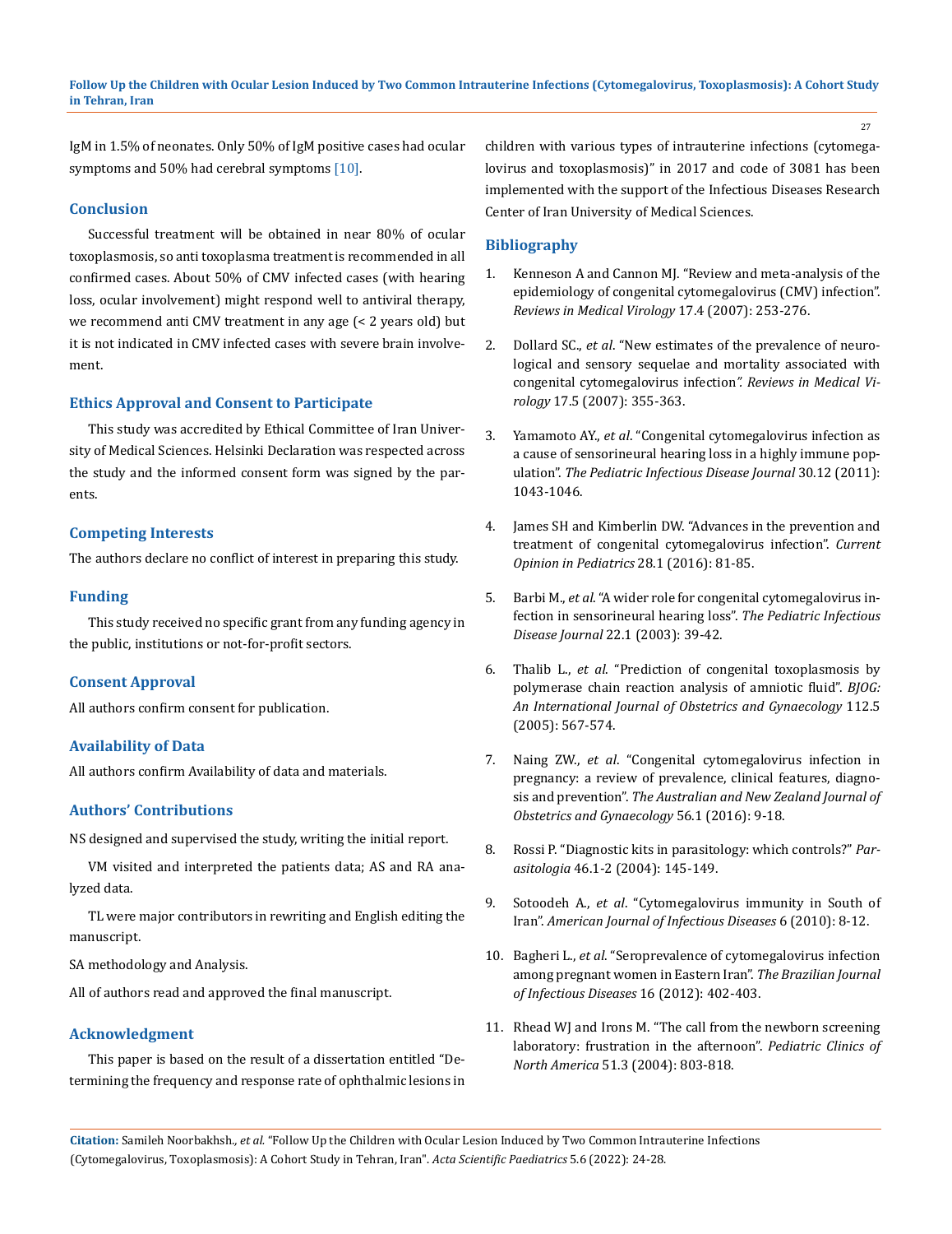IgM in 1.5% of neonates. Only 50% of IgM positive cases had ocular symptoms and 50% had cerebral symptoms [10].

## Conclusion

Successful treatment will be obtained in near 80% of ocular toxoplasmosis, so anti toxoplasma treatment is recommended in all confirmed cases. About 50% of CMV infected cases (with hearing loss, ocular involvement) might respond well to antiviral therapy, we recommend anti CMV treatment in any age (< 2 years old) but it is not indicated in CMV infected cases with severe brain involvement.

## Ethics Approval and Consent to Participate

This study was accredited by Ethical Committee of Iran University of Medical Sciences. Helsinki Declaration was respected across the study and the informed consent form was signed by the parents.

## Competing Interests

The authors declare no conflict of interest in preparing this study.

## Funding

This study received no specific grant from any funding agency in the public, institutions or not-for-profit sectors.

## Consent Approval

All authors confirm consent for publication.

## Availability of Data

All authors confirm Availability of data and materials.

## Authors' Contributions

NS designed and supervised the study, writing the initial report.

VM visited and interpreted the patients data; AS and RA analyzed data.

TL were major contributors in rewriting and English editing the manuscript.

SA methodology and Analysis.

All of authors read and approved the final manuscript.

## Acknowledgment

This paper is based on the result of a dissertation entitled "Determining the frequency and response rate of ophthalmic lesions in children with various types of intrauterine infections (cytomegalovirus and toxoplasmosis)" in 2017 and code of 3081 has been implemented with the support of the Infectious Diseases Research Center of Iran University of Medical Sciences.

## Bibliography

1. Kenneson A and Cannon MJ. "Review and meta-analysis of the epidemiology of congenital cytomegalovirus (CMV) infection". *Reviews in Medical Virology* 17.4 (2007): 253-276.
2. Dollard SC., *et al*. "New estimates of the prevalence of neurological and sensory sequelae and mortality associated with congenital cytomegalovirus infection". *Reviews in Medical Virology* 17.5 (2007): 355-363.
3. Yamamoto AY., *et al*. "Congenital cytomegalovirus infection as a cause of sensorineural hearing loss in a highly immune population". *The Pediatric Infectious Disease Journal* 30.12 (2011): 1043-1046.
4. James SH and Kimberlin DW. "Advances in the prevention and treatment of congenital cytomegalovirus infection". *Current Opinion in Pediatrics* 28.1 (2016): 81-85.
5. Barbi M., *et al*. "A wider role for congenital cytomegalovirus infection in sensorineural hearing loss". *The Pediatric Infectious Disease Journal* 22.1 (2003): 39-42.
6. Thalib L., *et al*. "Prediction of congenital toxoplasmosis by polymerase chain reaction analysis of amniotic fluid". *BJOG: An International Journal of Obstetrics and Gynaecology* 112.5 (2005): 567-574.
7. Naing ZW., *et al*. "Congenital cytomegalovirus infection in pregnancy: a review of prevalence, clinical features, diagnosis and prevention". *The Australian and New Zealand Journal of Obstetrics and Gynaecology* 56.1 (2016): 9-18.
8. Rossi P. "Diagnostic kits in parasitology: which controls?" *Parasitologia* 46.1-2 (2004): 145-149.
9. Sotoodeh A., *et al*. "Cytomegalovirus immunity in South of Iran". *American Journal of Infectious Diseases* 6 (2010): 8-12.
10. Bagheri L., *et al*. "Seroprevalence of cytomegalovirus infection among pregnant women in Eastern Iran". *The Brazilian Journal of Infectious Diseases* 16 (2012): 402-403.
11. Rhead WJ and Irons M. "The call from the newborn screening laboratory: frustration in the afternoon". *Pediatric Clinics of North America* 51.3 (2004): 803-818.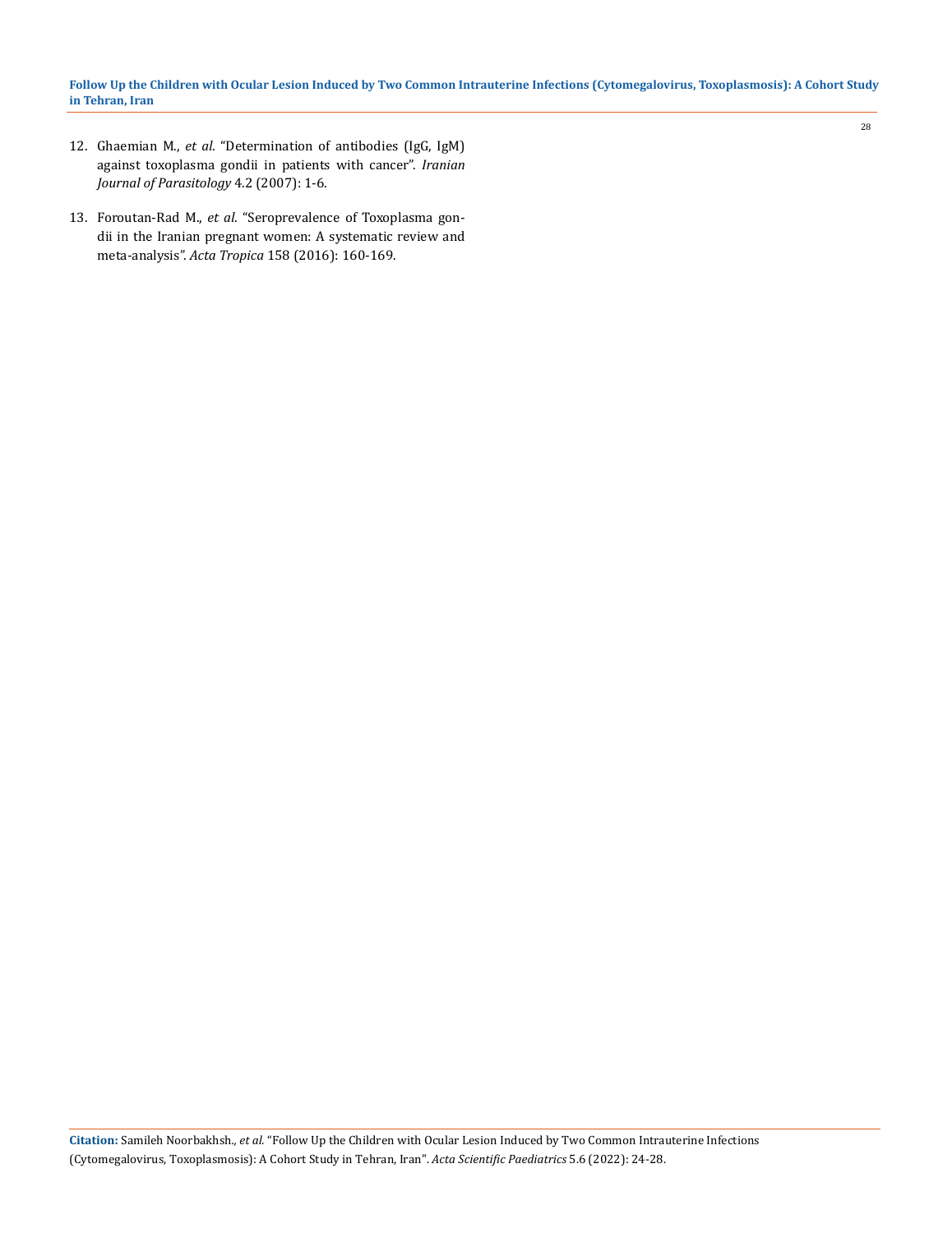12. Ghaemian M., *et al*. "Determination of antibodies (IgG, IgM) against toxoplasma gondii in patients with cancer". *Iranian Journal of Parasitology* 4.2 (2007): 1-6.

13. Foroutan-Rad M., *et al*. "Seroprevalence of Toxoplasma gondii in the Iranian pregnant women: A systematic review and meta-analysis". *Acta Tropica* 158 (2016): 160-169.